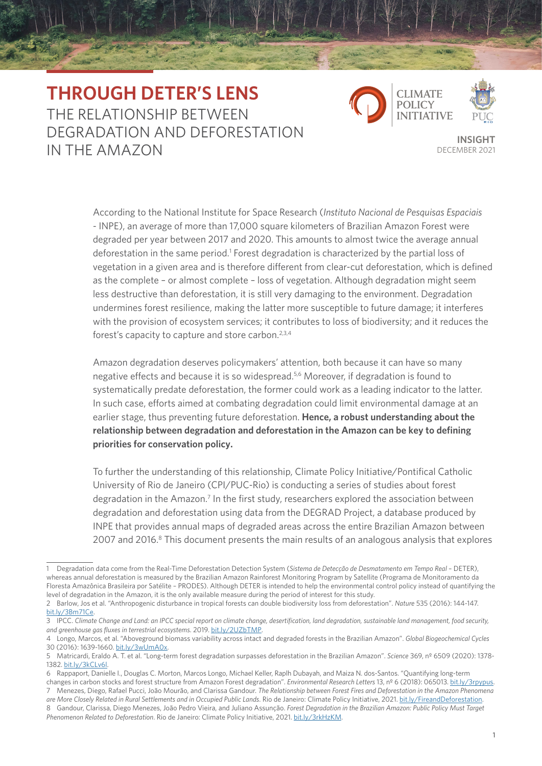# THROUGH DETER'S LENS

## THE RELATIONSHIP BETWEEN DEGRADATION AND DEFORESTATION IN THE AMAZON

**INSIGHT**
DECEMBER 2021

According to the National Institute for Space Research (*Instituto Nacional de Pesquisas Espaciais* - INPE), an average of more than 17,000 square kilometers of Brazilian Amazon Forest were degraded per year between 2017 and 2020. This amounts to almost twice the average annual deforestation in the same period.[1] Forest degradation is characterized by the partial loss of vegetation in a given area and is therefore different from clear-cut deforestation, which is defined as the complete – or almost complete – loss of vegetation. Although degradation might seem less destructive than deforestation, it is still very damaging to the environment. Degradation undermines forest resilience, making the latter more susceptible to future damage; it interferes with the provision of ecosystem services; it contributes to loss of biodiversity; and it reduces the forest's capacity to capture and store carbon.[2,3,4]

Amazon degradation deserves policymakers' attention, both because it can have so many negative effects and because it is so widespread.[5,6] Moreover, if degradation is found to systematically predate deforestation, the former could work as a leading indicator to the latter. In such case, efforts aimed at combating degradation could limit environmental damage at an earlier stage, thus preventing future deforestation. **Hence, a robust understanding about the relationship between degradation and deforestation in the Amazon can be key to defining priorities for conservation policy.**

To further the understanding of this relationship, Climate Policy Initiative/Pontifical Catholic University of Rio de Janeiro (CPI/PUC-Rio) is conducting a series of studies about forest degradation in the Amazon.[7] In the first study, researchers explored the association between degradation and deforestation using data from the DEGRAD Project, a database produced by INPE that provides annual maps of degraded areas across the entire Brazilian Amazon between 2007 and 2016.[8] This document presents the main results of an analogous analysis that explores

---

1 Degradation data come from the Real-Time Deforestation Detection System (*Sistema de Detecção de Desmatamento em Tempo Real* – DETER), whereas annual deforestation is measured by the Brazilian Amazon Rainforest Monitoring Program by Satellite (Programa de Monitoramento da Floresta Amazônica Brasileira por Satélite – PRODES). Although DETER is intended to help the environmental control policy instead of quantifying the level of degradation in the Amazon, it is the only available measure during the period of interest for this study.

2 Barlow, Jos et al. "Anthropogenic disturbance in tropical forests can double biodiversity loss from deforestation". *Nature* 535 (2016): 144-147. bit.ly/3Bm71Ce.

3 IPCC. *Climate Change and Land: an IPCC special report on climate change, desertification, land degradation, sustainable land management, food security, and greenhouse gas fluxes in terrestrial ecosystems.* 2019. bit.ly/2UZbTMP.

4 Longo, Marcos, et al. "Aboveground biomass variability across intact and degraded forests in the Brazilian Amazon". *Global Biogeochemical Cycles* 30 (2016): 1639-1660. bit.ly/3wUmA0x.

5 Matricardi, Eraldo A. T. et al. "Long-term forest degradation surpasses deforestation in the Brazilian Amazon". *Science* 369, nº 6509 (2020): 1378-1382. bit.ly/3kCLv6l.

6 Rappaport, Danielle I., Douglas C. Morton, Marcos Longo, Michael Keller, Raplh Dubayah, and Maiza N. dos-Santos. "Quantifying long-term changes in carbon stocks and forest structure from Amazon Forest degradation". *Environmental Research Letters* 13, nº 6 (2018): 065013. bit.ly/3rpypus.

7 Menezes, Diego, Rafael Pucci, João Mourão, and Clarissa Gandour. *The Relationship between Forest Fires and Deforestation in the Amazon Phenomena are More Closely Related in Rural Settlements and in Occupied Public Lands.* Rio de Janeiro: Climate Policy Initiative, 2021. bit.ly/FireandDeforestation.

8 Gandour, Clarissa, Diego Menezes, João Pedro Vieira, and Juliano Assunção. *Forest Degradation in the Brazilian Amazon: Public Policy Must Target Phenomenon Related to Deforestation.* Rio de Janeiro: Climate Policy Initiative, 2021. bit.ly/3rkHzKM.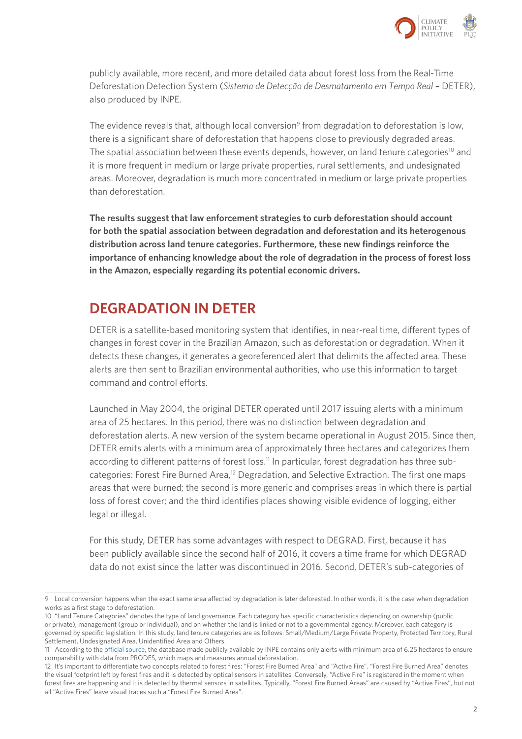publicly available, more recent, and more detailed data about forest loss from the Real-Time Deforestation Detection System (*Sistema de Detecção de Desmatamento em Tempo Real* – DETER), also produced by INPE.

The evidence reveals that, although local conversion[9] from degradation to deforestation is low, there is a significant share of deforestation that happens close to previously degraded areas. The spatial association between these events depends, however, on land tenure categories[10] and it is more frequent in medium or large private properties, rural settlements, and undesignated areas. Moreover, degradation is much more concentrated in medium or large private properties than deforestation.

**The results suggest that law enforcement strategies to curb deforestation should account for both the spatial association between degradation and deforestation and its heterogenous distribution across land tenure categories. Furthermore, these new findings reinforce the importance of enhancing knowledge about the role of degradation in the process of forest loss in the Amazon, especially regarding its potential economic drivers.**

## DEGRADATION IN DETER

DETER is a satellite-based monitoring system that identifies, in near-real time, different types of changes in forest cover in the Brazilian Amazon, such as deforestation or degradation. When it detects these changes, it generates a georeferenced alert that delimits the affected area. These alerts are then sent to Brazilian environmental authorities, who use this information to target command and control efforts.

Launched in May 2004, the original DETER operated until 2017 issuing alerts with a minimum area of 25 hectares. In this period, there was no distinction between degradation and deforestation alerts. A new version of the system became operational in August 2015. Since then, DETER emits alerts with a minimum area of approximately three hectares and categorizes them according to different patterns of forest loss.[11] In particular, forest degradation has three sub-categories: Forest Fire Burned Area,[12] Degradation, and Selective Extraction. The first one maps areas that were burned; the second is more generic and comprises areas in which there is partial loss of forest cover; and the third identifies places showing visible evidence of logging, either legal or illegal.

For this study, DETER has some advantages with respect to DEGRAD. First, because it has been publicly available since the second half of 2016, it covers a time frame for which DEGRAD data do not exist since the latter was discontinued in 2016. Second, DETER's sub-categories of

---

9 Local conversion happens when the exact same area affected by degradation is later deforested. In other words, it is the case when degradation works as a first stage to deforestation.

10 "Land Tenure Categories" denotes the type of land governance. Each category has specific characteristics depending on ownership (public or private), management (group or individual), and on whether the land is linked or not to a governmental agency. Moreover, each category is governed by specific legislation. In this study, land tenure categories are as follows: Small/Medium/Large Private Property, Protected Territory, Rural Settlement, Undesignated Area, Unidentified Area and Others.

11 According to the official source, the database made publicly available by INPE contains only alerts with minimum area of 6.25 hectares to ensure comparability with data from PRODES, which maps and measures annual deforestation.

12 It's important to differentiate two concepts related to forest fires: "Forest Fire Burned Area" and "Active Fire". "Forest Fire Burned Area" denotes the visual footprint left by forest fires and it is detected by optical sensors in satellites. Conversely, "Active Fire" is registered in the moment when forest fires are happening and it is detected by thermal sensors in satellites. Typically, "Forest Fire Burned Areas" are caused by "Active Fires", but not all "Active Fires" leave visual traces such a "Forest Fire Burned Area".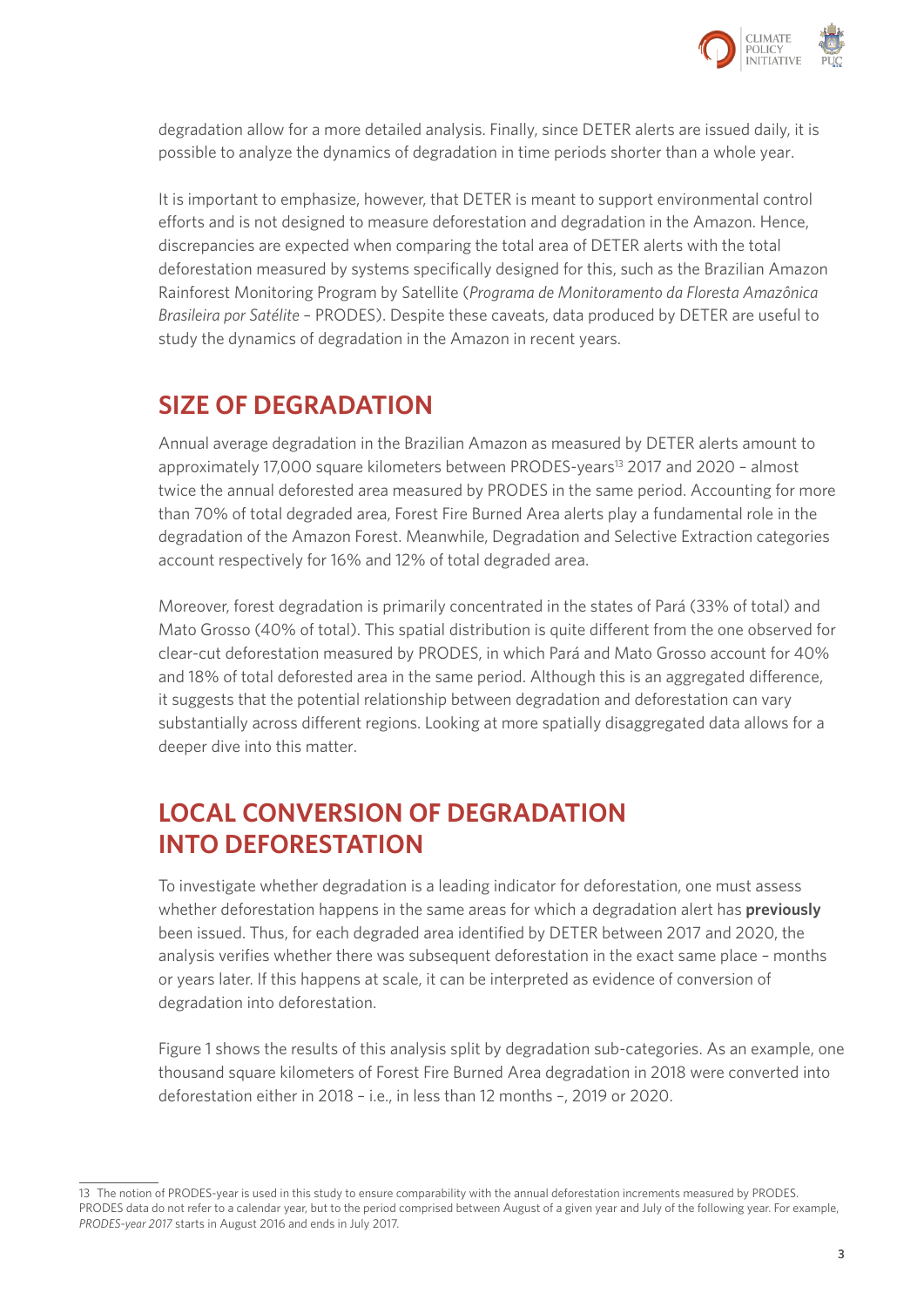degradation allow for a more detailed analysis. Finally, since DETER alerts are issued daily, it is possible to analyze the dynamics of degradation in time periods shorter than a whole year.

It is important to emphasize, however, that DETER is meant to support environmental control efforts and is not designed to measure deforestation and degradation in the Amazon. Hence, discrepancies are expected when comparing the total area of DETER alerts with the total deforestation measured by systems specifically designed for this, such as the Brazilian Amazon Rainforest Monitoring Program by Satellite (*Programa de Monitoramento da Floresta Amazônica Brasileira por Satélite* – PRODES). Despite these caveats, data produced by DETER are useful to study the dynamics of degradation in the Amazon in recent years.

## SIZE OF DEGRADATION

Annual average degradation in the Brazilian Amazon as measured by DETER alerts amount to approximately 17,000 square kilometers between PRODES-years[13] 2017 and 2020 – almost twice the annual deforested area measured by PRODES in the same period. Accounting for more than 70% of total degraded area, Forest Fire Burned Area alerts play a fundamental role in the degradation of the Amazon Forest. Meanwhile, Degradation and Selective Extraction categories account respectively for 16% and 12% of total degraded area.

Moreover, forest degradation is primarily concentrated in the states of Pará (33% of total) and Mato Grosso (40% of total). This spatial distribution is quite different from the one observed for clear-cut deforestation measured by PRODES, in which Pará and Mato Grosso account for 40% and 18% of total deforested area in the same period. Although this is an aggregated difference, it suggests that the potential relationship between degradation and deforestation can vary substantially across different regions. Looking at more spatially disaggregated data allows for a deeper dive into this matter.

## LOCAL CONVERSION OF DEGRADATION INTO DEFORESTATION

To investigate whether degradation is a leading indicator for deforestation, one must assess whether deforestation happens in the same areas for which a degradation alert has **previously** been issued. Thus, for each degraded area identified by DETER between 2017 and 2020, the analysis verifies whether there was subsequent deforestation in the exact same place – months or years later. If this happens at scale, it can be interpreted as evidence of conversion of degradation into deforestation.

Figure 1 shows the results of this analysis split by degradation sub-categories. As an example, one thousand square kilometers of Forest Fire Burned Area degradation in 2018 were converted into deforestation either in 2018 – i.e., in less than 12 months –, 2019 or 2020.

---

[13] The notion of PRODES-year is used in this study to ensure comparability with the annual deforestation increments measured by PRODES. PRODES data do not refer to a calendar year, but to the period comprised between August of a given year and July of the following year. For example, *PRODES-year 2017* starts in August 2016 and ends in July 2017.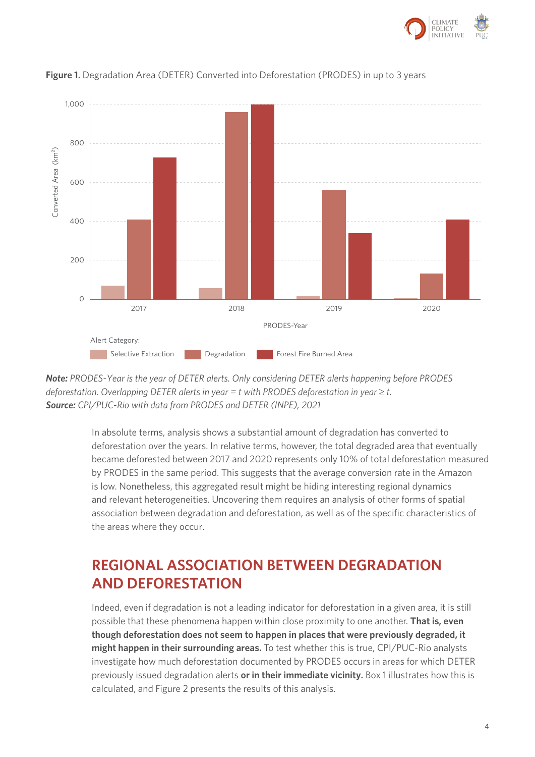**Figure 1.** Degradation Area (DETER) Converted into Deforestation (PRODES) in up to 3 years

***Note:*** *PRODES-Year is the year of DETER alerts. Only considering DETER alerts happening before PRODES deforestation. Overlapping DETER alerts in year = t with PRODES deforestation in year ≥ t.*
***Source:*** *CPI/PUC-Rio with data from PRODES and DETER (INPE), 2021*

In absolute terms, analysis shows a substantial amount of degradation has converted to deforestation over the years. In relative terms, however, the total degraded area that eventually became deforested between 2017 and 2020 represents only 10% of total deforestation measured by PRODES in the same period. This suggests that the average conversion rate in the Amazon is low. Nonetheless, this aggregated result might be hiding interesting regional dynamics and relevant heterogeneities. Uncovering them requires an analysis of other forms of spatial association between degradation and deforestation, as well as of the specific characteristics of the areas where they occur.

## REGIONAL ASSOCIATION BETWEEN DEGRADATION AND DEFORESTATION

Indeed, even if degradation is not a leading indicator for deforestation in a given area, it is still possible that these phenomena happen within close proximity to one another. **That is, even though deforestation does not seem to happen in places that were previously degraded, it might happen in their surrounding areas.** To test whether this is true, CPI/PUC-Rio analysts investigate how much deforestation documented by PRODES occurs in areas for which DETER previously issued degradation alerts **or in their immediate vicinity.** Box 1 illustrates how this is calculated, and Figure 2 presents the results of this analysis.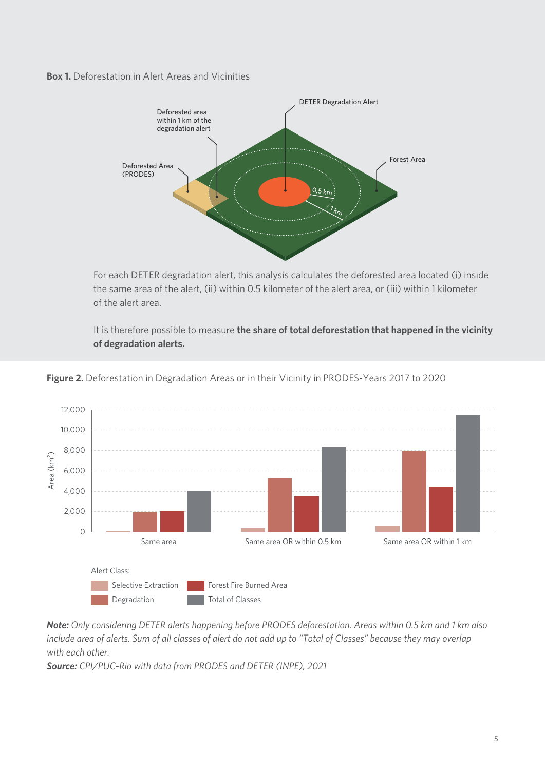**Box 1.** Deforestation in Alert Areas and Vicinities

For each DETER degradation alert, this analysis calculates the deforested area located (i) inside the same area of the alert, (ii) within 0.5 kilometer of the alert area, or (iii) within 1 kilometer of the alert area.

It is therefore possible to measure **the share of total deforestation that happened in the vicinity of degradation alerts.**

**Figure 2.** Deforestation in Degradation Areas or in their Vicinity in PRODES-Years 2017 to 2020

***Note:*** *Only considering DETER alerts happening before PRODES deforestation. Areas within 0.5 km and 1 km also include area of alerts. Sum of all classes of alert do not add up to "Total of Classes" because they may overlap with each other.*

***Source:*** *CPI/PUC-Rio with data from PRODES and DETER (INPE), 2021*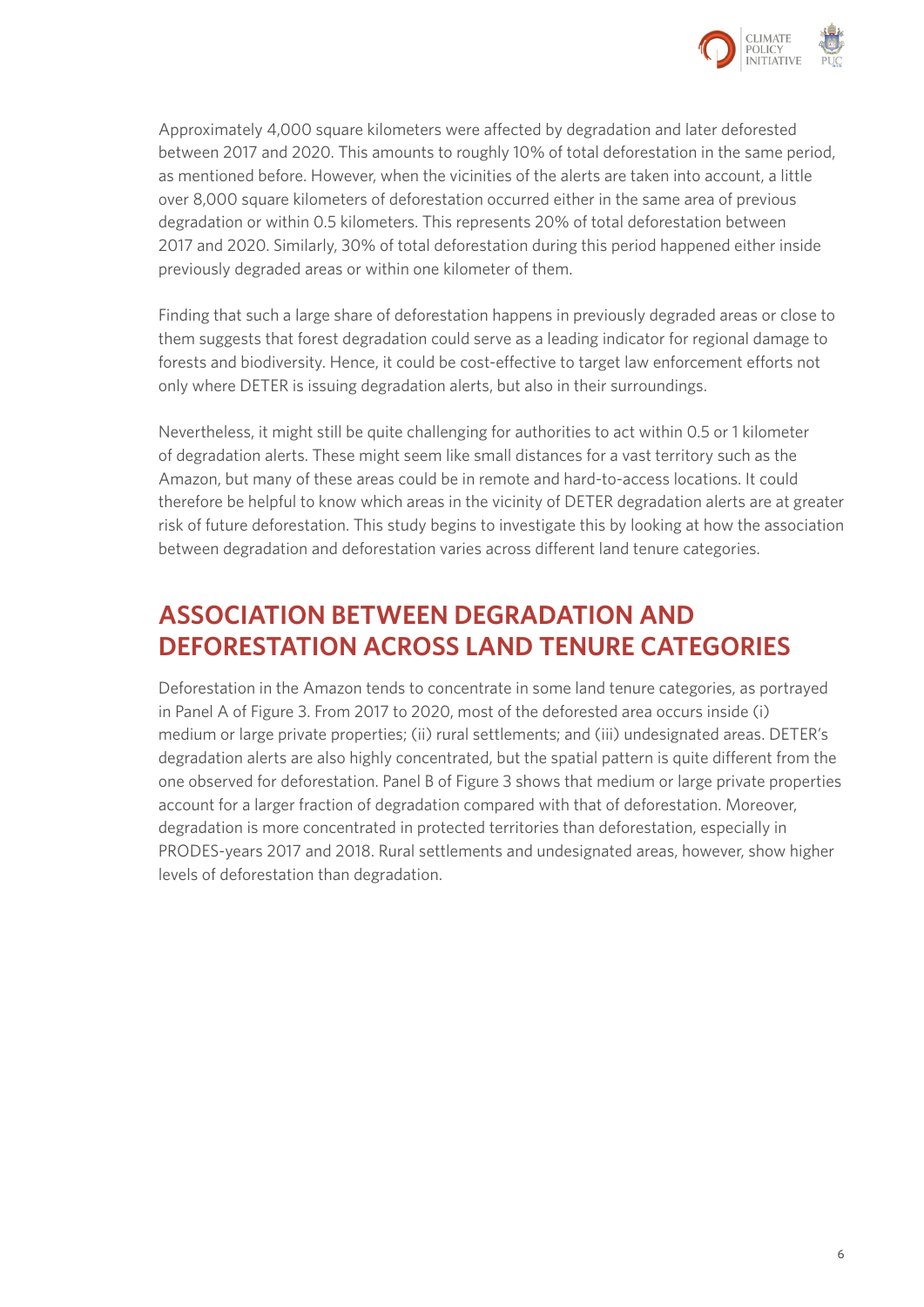Approximately 4,000 square kilometers were affected by degradation and later deforested between 2017 and 2020. This amounts to roughly 10% of total deforestation in the same period, as mentioned before. However, when the vicinities of the alerts are taken into account, a little over 8,000 square kilometers of deforestation occurred either in the same area of previous degradation or within 0.5 kilometers. This represents 20% of total deforestation between 2017 and 2020. Similarly, 30% of total deforestation during this period happened either inside previously degraded areas or within one kilometer of them.

Finding that such a large share of deforestation happens in previously degraded areas or close to them suggests that forest degradation could serve as a leading indicator for regional damage to forests and biodiversity. Hence, it could be cost-effective to target law enforcement efforts not only where DETER is issuing degradation alerts, but also in their surroundings.

Nevertheless, it might still be quite challenging for authorities to act within 0.5 or 1 kilometer of degradation alerts. These might seem like small distances for a vast territory such as the Amazon, but many of these areas could be in remote and hard-to-access locations. It could therefore be helpful to know which areas in the vicinity of DETER degradation alerts are at greater risk of future deforestation. This study begins to investigate this by looking at how the association between degradation and deforestation varies across different land tenure categories.

## ASSOCIATION BETWEEN DEGRADATION AND DEFORESTATION ACROSS LAND TENURE CATEGORIES

Deforestation in the Amazon tends to concentrate in some land tenure categories, as portrayed in Panel A of Figure 3. From 2017 to 2020, most of the deforested area occurs inside (i) medium or large private properties; (ii) rural settlements; and (iii) undesignated areas. DETER's degradation alerts are also highly concentrated, but the spatial pattern is quite different from the one observed for deforestation. Panel B of Figure 3 shows that medium or large private properties account for a larger fraction of degradation compared with that of deforestation. Moreover, degradation is more concentrated in protected territories than deforestation, especially in PRODES-years 2017 and 2018. Rural settlements and undesignated areas, however, show higher levels of deforestation than degradation.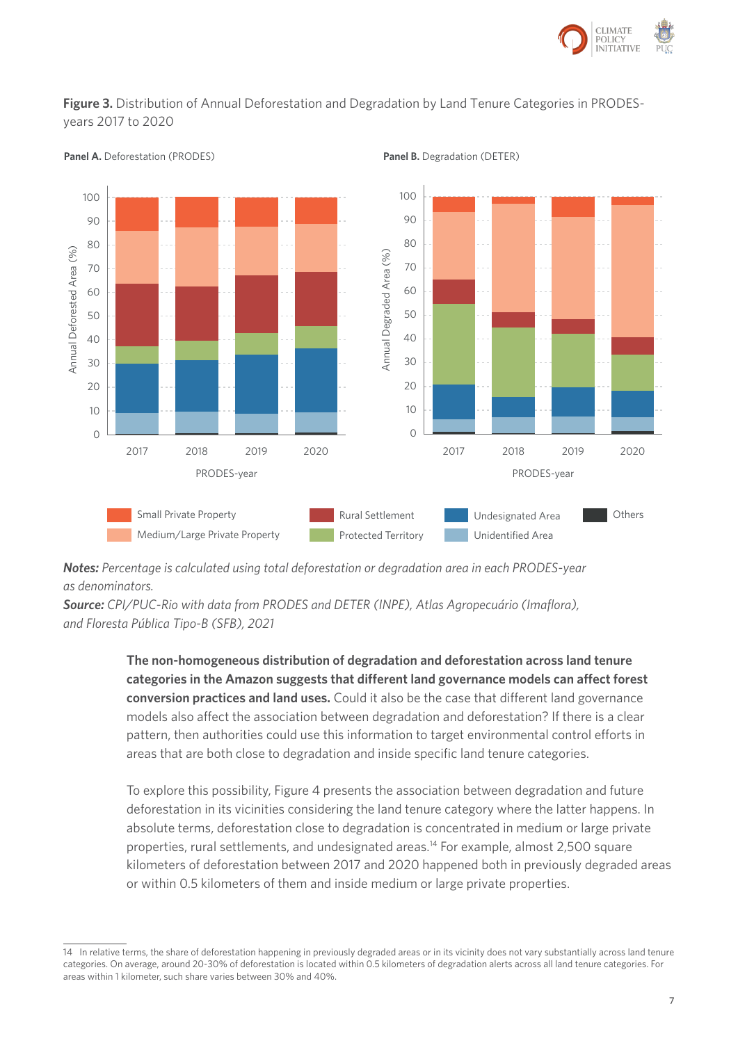**Figure 3.** Distribution of Annual Deforestation and Degradation by Land Tenure Categories in PRODES-years 2017 to 2020

**Panel A.** Deforestation (PRODES)

**Panel B.** Degradation (DETER)

*Notes: Percentage is calculated using total deforestation or degradation area in each PRODES-year as denominators.*

*Source: CPI/PUC-Rio with data from PRODES and DETER (INPE), Atlas Agropecuário (Imaflora), and Floresta Pública Tipo-B (SFB), 2021*

**The non-homogeneous distribution of degradation and deforestation across land tenure categories in the Amazon suggests that different land governance models can affect forest conversion practices and land uses.** Could it also be the case that different land governance models also affect the association between degradation and deforestation? If there is a clear pattern, then authorities could use this information to target environmental control efforts in areas that are both close to degradation and inside specific land tenure categories.

To explore this possibility, Figure 4 presents the association between degradation and future deforestation in its vicinities considering the land tenure category where the latter happens. In absolute terms, deforestation close to degradation is concentrated in medium or large private properties, rural settlements, and undesignated areas.[14] For example, almost 2,500 square kilometers of deforestation between 2017 and 2020 happened both in previously degraded areas or within 0.5 kilometers of them and inside medium or large private properties.

[14] In relative terms, the share of deforestation happening in previously degraded areas or in its vicinity does not vary substantially across land tenure categories. On average, around 20-30% of deforestation is located within 0.5 kilometers of degradation alerts across all land tenure categories. For areas within 1 kilometer, such share varies between 30% and 40%.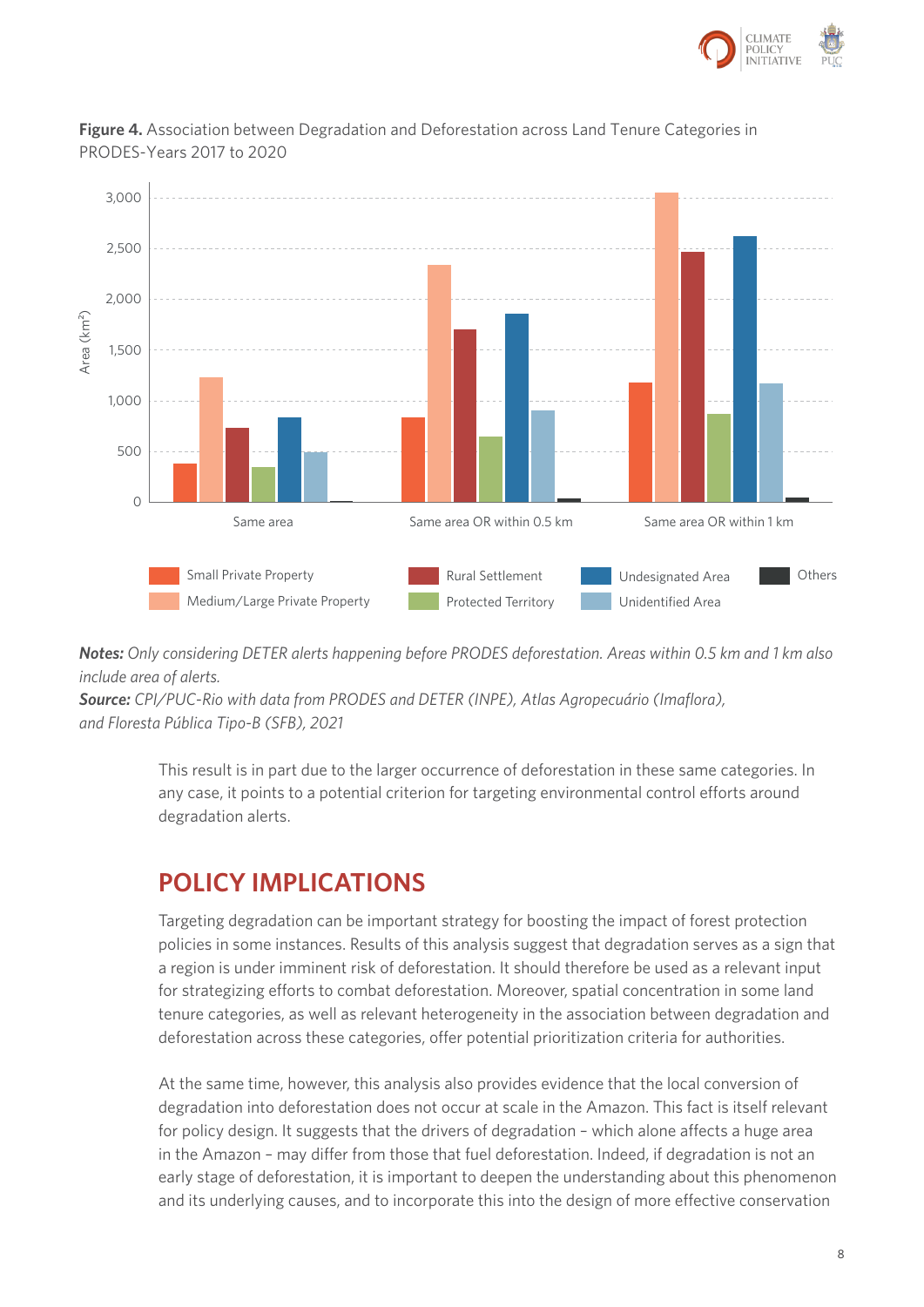**Figure 4.** Association between Degradation and Deforestation across Land Tenure Categories in PRODES-Years 2017 to 2020

***Notes:*** *Only considering DETER alerts happening before PRODES deforestation. Areas within 0.5 km and 1 km also include area of alerts.*
***Source:*** *CPI/PUC-Rio with data from PRODES and DETER (INPE), Atlas Agropecuário (Imaflora), and Floresta Pública Tipo-B (SFB), 2021*

This result is in part due to the larger occurrence of deforestation in these same categories. In any case, it points to a potential criterion for targeting environmental control efforts around degradation alerts.

## POLICY IMPLICATIONS

Targeting degradation can be important strategy for boosting the impact of forest protection policies in some instances. Results of this analysis suggest that degradation serves as a sign that a region is under imminent risk of deforestation. It should therefore be used as a relevant input for strategizing efforts to combat deforestation. Moreover, spatial concentration in some land tenure categories, as well as relevant heterogeneity in the association between degradation and deforestation across these categories, offer potential prioritization criteria for authorities.

At the same time, however, this analysis also provides evidence that the local conversion of degradation into deforestation does not occur at scale in the Amazon. This fact is itself relevant for policy design. It suggests that the drivers of degradation – which alone affects a huge area in the Amazon – may differ from those that fuel deforestation. Indeed, if degradation is not an early stage of deforestation, it is important to deepen the understanding about this phenomenon and its underlying causes, and to incorporate this into the design of more effective conservation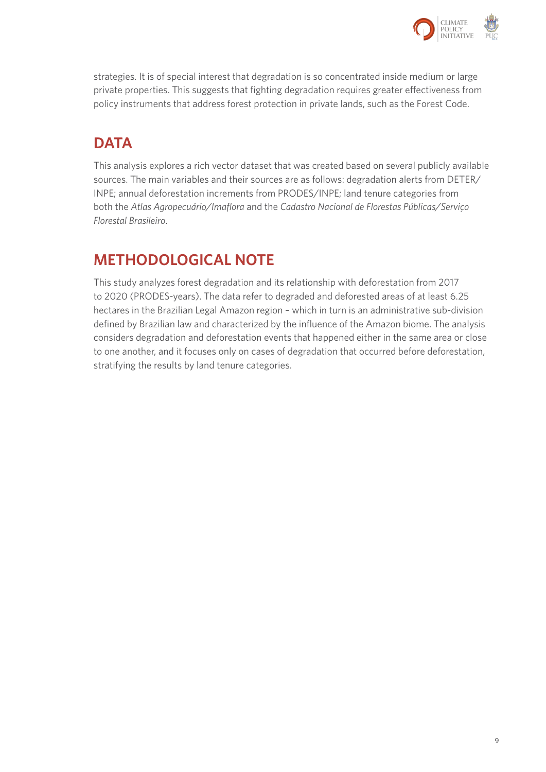strategies. It is of special interest that degradation is so concentrated inside medium or large private properties. This suggests that fighting degradation requires greater effectiveness from policy instruments that address forest protection in private lands, such as the Forest Code.

## DATA

This analysis explores a rich vector dataset that was created based on several publicly available sources. The main variables and their sources are as follows: degradation alerts from DETER/INPE; annual deforestation increments from PRODES/INPE; land tenure categories from both the *Atlas Agropecuário/Imaflora* and the *Cadastro Nacional de Florestas Públicas/Serviço Florestal Brasileiro*.

## METHODOLOGICAL NOTE

This study analyzes forest degradation and its relationship with deforestation from 2017 to 2020 (PRODES-years). The data refer to degraded and deforested areas of at least 6.25 hectares in the Brazilian Legal Amazon region – which in turn is an administrative sub-division defined by Brazilian law and characterized by the influence of the Amazon biome. The analysis considers degradation and deforestation events that happened either in the same area or close to one another, and it focuses only on cases of degradation that occurred before deforestation, stratifying the results by land tenure categories.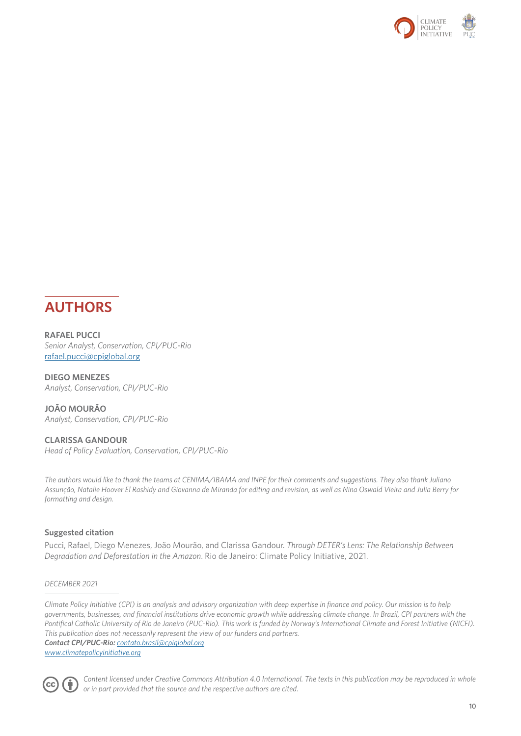## AUTHORS

**RAFAEL PUCCI**
*Senior Analyst, Conservation, CPI/PUC-Rio*
rafael.pucci@cpiglobal.org

**DIEGO MENEZES**
*Analyst, Conservation, CPI/PUC-Rio*

**JOÃO MOURÃO**
*Analyst, Conservation, CPI/PUC-Rio*

**CLARISSA GANDOUR**
*Head of Policy Evaluation, Conservation, CPI/PUC-Rio*

*The authors would like to thank the teams at CENIMA/IBAMA and INPE for their comments and suggestions. They also thank Juliano Assunção, Natalie Hoover El Rashidy and Giovanna de Miranda for editing and revision, as well as Nina Oswald Vieira and Julia Berry for formatting and design.*

**Suggested citation**

Pucci, Rafael, Diego Menezes, João Mourão, and Clarissa Gandour. *Through DETER's Lens: The Relationship Between Degradation and Deforestation in the Amazon*. Rio de Janeiro: Climate Policy Initiative, 2021.

*DECEMBER 2021*

*Climate Policy Initiative (CPI) is an analysis and advisory organization with deep expertise in finance and policy. Our mission is to help governments, businesses, and financial institutions drive economic growth while addressing climate change. In Brazil, CPI partners with the Pontifical Catholic University of Rio de Janeiro (PUC-Rio). This work is funded by Norway's International Climate and Forest Initiative (NICFI). This publication does not necessarily represent the view of our funders and partners.*
***Contact CPI/PUC-Rio:*** *contato.brasil@cpiglobal.org*
*www.climatepolicyinitiative.org*

*Content licensed under Creative Commons Attribution 4.0 International. The texts in this publication may be reproduced in whole or in part provided that the source and the respective authors are cited.*